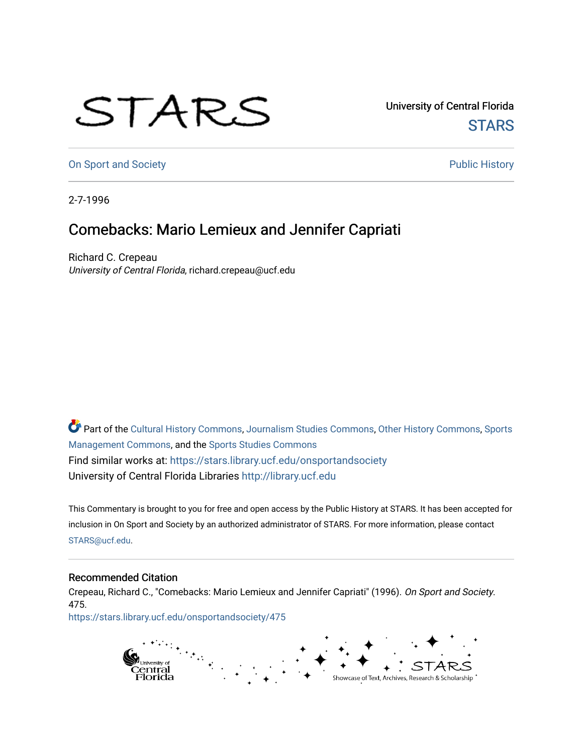University of Central Florida

STARS

On Sport and Society

Public History

2-7-1996

# Comebacks: Mario Lemieux and Jennifer Capriati

Richard C. Crepeau

*University of Central Florida*, richard.crepeau@ucf.edu

Part of the Cultural History Commons, Journalism Studies Commons, Other History Commons, Sports Management Commons, and the Sports Studies Commons

Find similar works at: https://stars.library.ucf.edu/onsportandsociety

University of Central Florida Libraries http://library.ucf.edu

This Commentary is brought to you for free and open access by the Public History at STARS. It has been accepted for inclusion in On Sport and Society by an authorized administrator of STARS. For more information, please contact STARS@ucf.edu.

## Recommended Citation

Crepeau, Richard C., "Comebacks: Mario Lemieux and Jennifer Capriati" (1996). *On Sport and Society*. 475.

https://stars.library.ucf.edu/onsportandsociety/475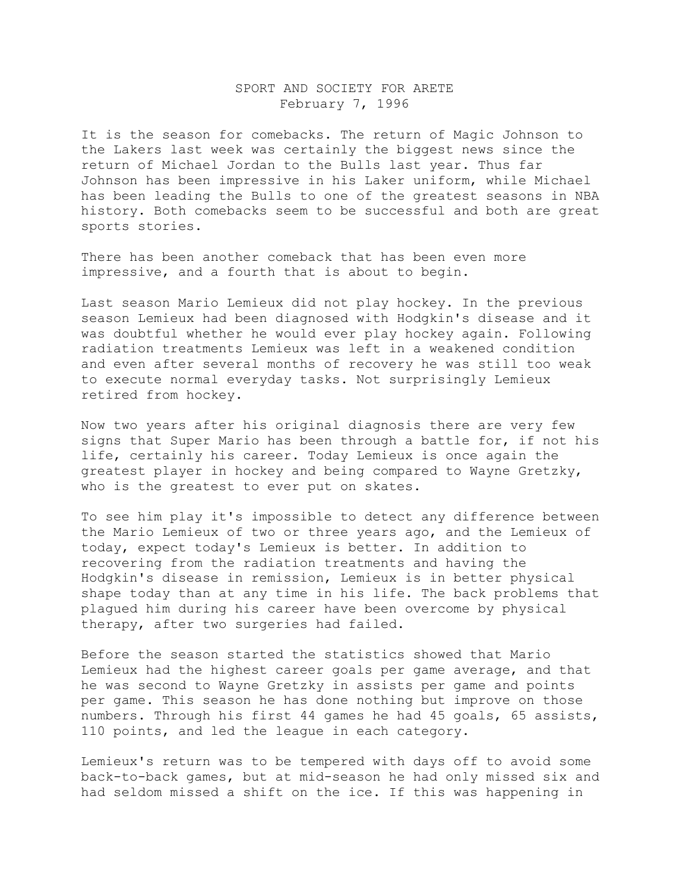SPORT AND SOCIETY FOR ARETE
February 7, 1996

It is the season for comebacks. The return of Magic Johnson to the Lakers last week was certainly the biggest news since the return of Michael Jordan to the Bulls last year. Thus far Johnson has been impressive in his Laker uniform, while Michael has been leading the Bulls to one of the greatest seasons in NBA history. Both comebacks seem to be successful and both are great sports stories.

There has been another comeback that has been even more impressive, and a fourth that is about to begin.

Last season Mario Lemieux did not play hockey. In the previous season Lemieux had been diagnosed with Hodgkin's disease and it was doubtful whether he would ever play hockey again. Following radiation treatments Lemieux was left in a weakened condition and even after several months of recovery he was still too weak to execute normal everyday tasks. Not surprisingly Lemieux retired from hockey.

Now two years after his original diagnosis there are very few signs that Super Mario has been through a battle for, if not his life, certainly his career. Today Lemieux is once again the greatest player in hockey and being compared to Wayne Gretzky, who is the greatest to ever put on skates.

To see him play it's impossible to detect any difference between the Mario Lemieux of two or three years ago, and the Lemieux of today, expect today's Lemieux is better. In addition to recovering from the radiation treatments and having the Hodgkin's disease in remission, Lemieux is in better physical shape today than at any time in his life. The back problems that plagued him during his career have been overcome by physical therapy, after two surgeries had failed.

Before the season started the statistics showed that Mario Lemieux had the highest career goals per game average, and that he was second to Wayne Gretzky in assists per game and points per game. This season he has done nothing but improve on those numbers. Through his first 44 games he had 45 goals, 65 assists, 110 points, and led the league in each category.

Lemieux's return was to be tempered with days off to avoid some back-to-back games, but at mid-season he had only missed six and had seldom missed a shift on the ice. If this was happening in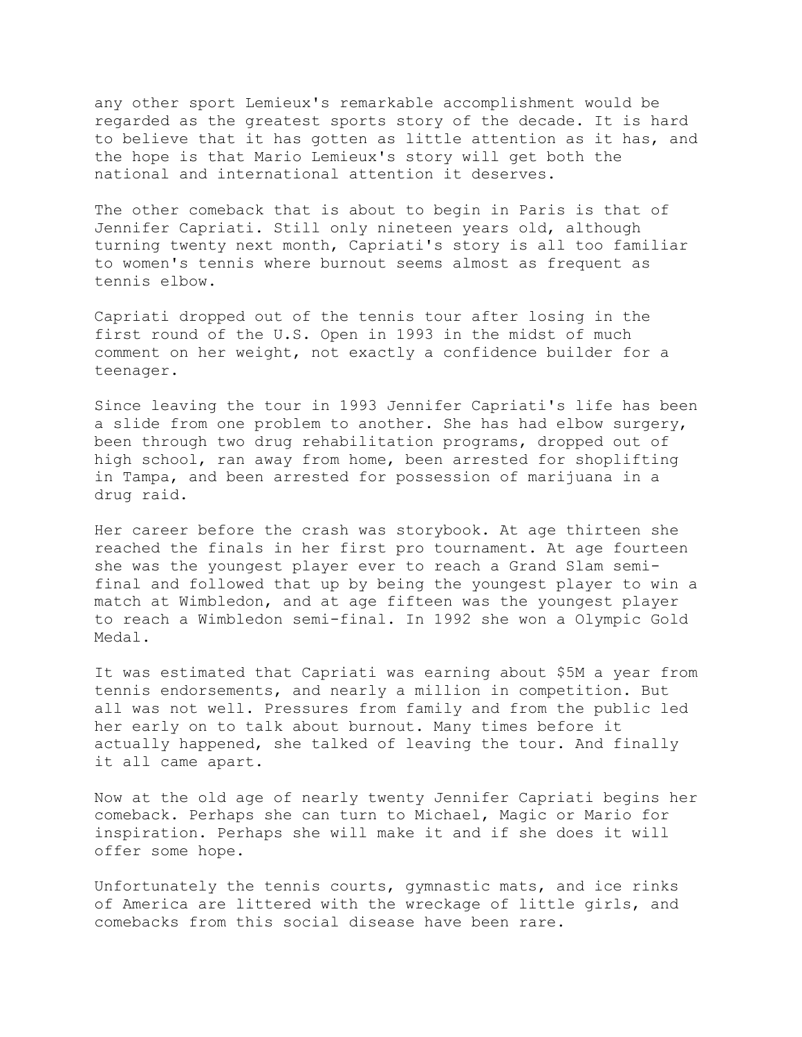any other sport Lemieux's remarkable accomplishment would be regarded as the greatest sports story of the decade. It is hard to believe that it has gotten as little attention as it has, and the hope is that Mario Lemieux's story will get both the national and international attention it deserves.

The other comeback that is about to begin in Paris is that of Jennifer Capriati. Still only nineteen years old, although turning twenty next month, Capriati's story is all too familiar to women's tennis where burnout seems almost as frequent as tennis elbow.

Capriati dropped out of the tennis tour after losing in the first round of the U.S. Open in 1993 in the midst of much comment on her weight, not exactly a confidence builder for a teenager.

Since leaving the tour in 1993 Jennifer Capriati's life has been a slide from one problem to another. She has had elbow surgery, been through two drug rehabilitation programs, dropped out of high school, ran away from home, been arrested for shoplifting in Tampa, and been arrested for possession of marijuana in a drug raid.

Her career before the crash was storybook. At age thirteen she reached the finals in her first pro tournament. At age fourteen she was the youngest player ever to reach a Grand Slam semi-final and followed that up by being the youngest player to win a match at Wimbledon, and at age fifteen was the youngest player to reach a Wimbledon semi-final. In 1992 she won a Olympic Gold Medal.

It was estimated that Capriati was earning about $5M a year from tennis endorsements, and nearly a million in competition. But all was not well. Pressures from family and from the public led her early on to talk about burnout. Many times before it actually happened, she talked of leaving the tour. And finally it all came apart.

Now at the old age of nearly twenty Jennifer Capriati begins her comeback. Perhaps she can turn to Michael, Magic or Mario for inspiration. Perhaps she will make it and if she does it will offer some hope.

Unfortunately the tennis courts, gymnastic mats, and ice rinks of America are littered with the wreckage of little girls, and comebacks from this social disease have been rare.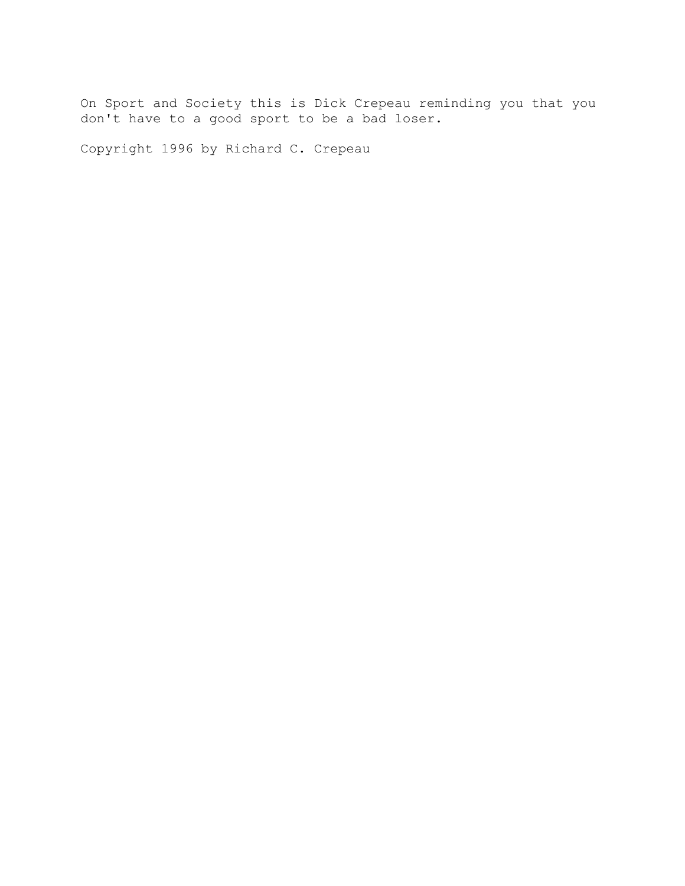On Sport and Society this is Dick Crepeau reminding you that you don't have to a good sport to be a bad loser.

Copyright 1996 by Richard C. Crepeau